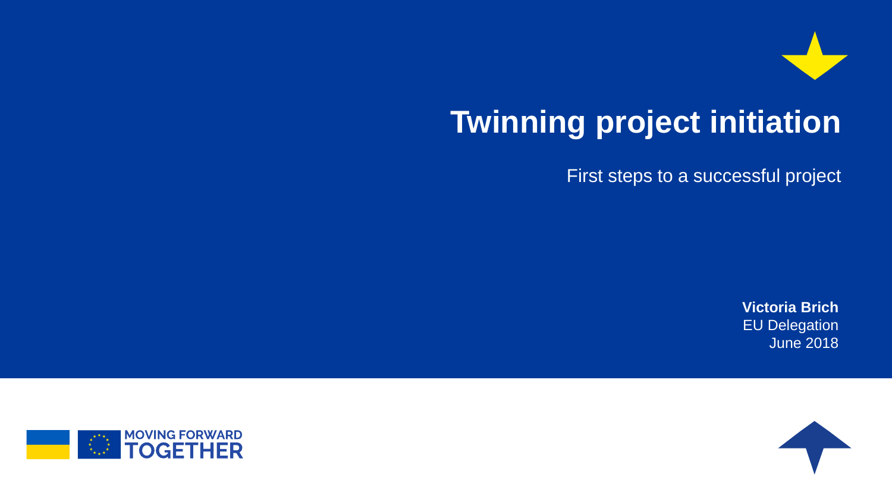# Twinning project initiation

First steps to a successful project

**Victoria Brich**
EU Delegation
June 2018

MOVING FORWARD TOGETHER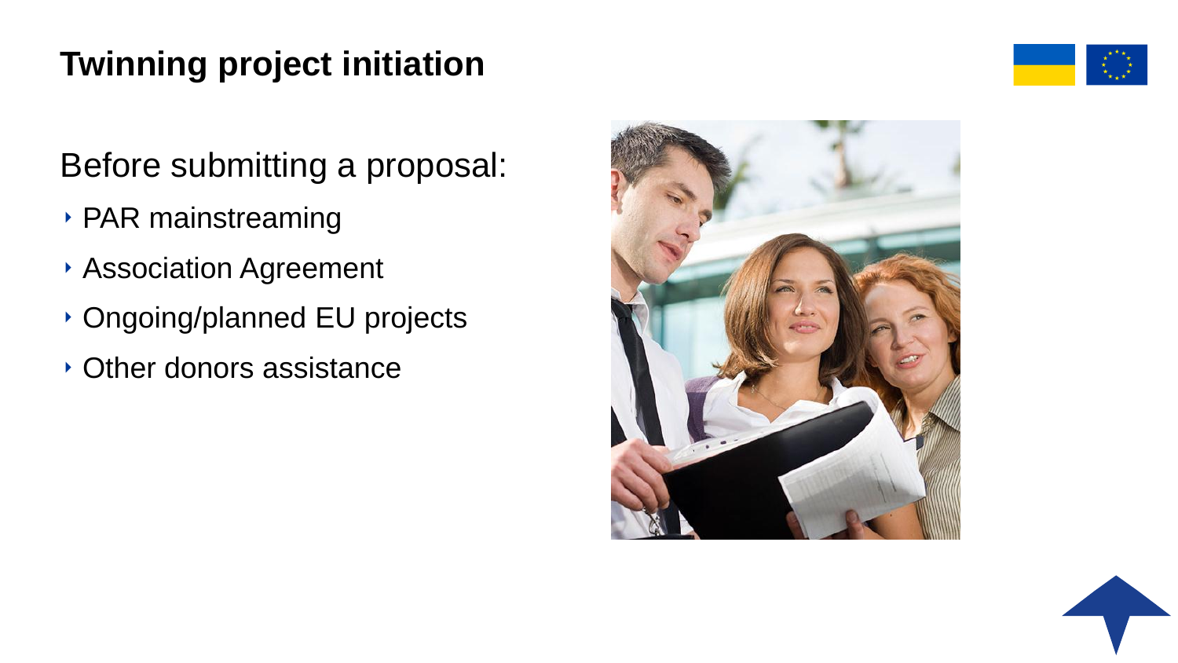# Twinning project initiation

Before submitting a proposal:

- PAR mainstreaming
- Association Agreement
- Ongoing/planned EU projects
- Other donors assistance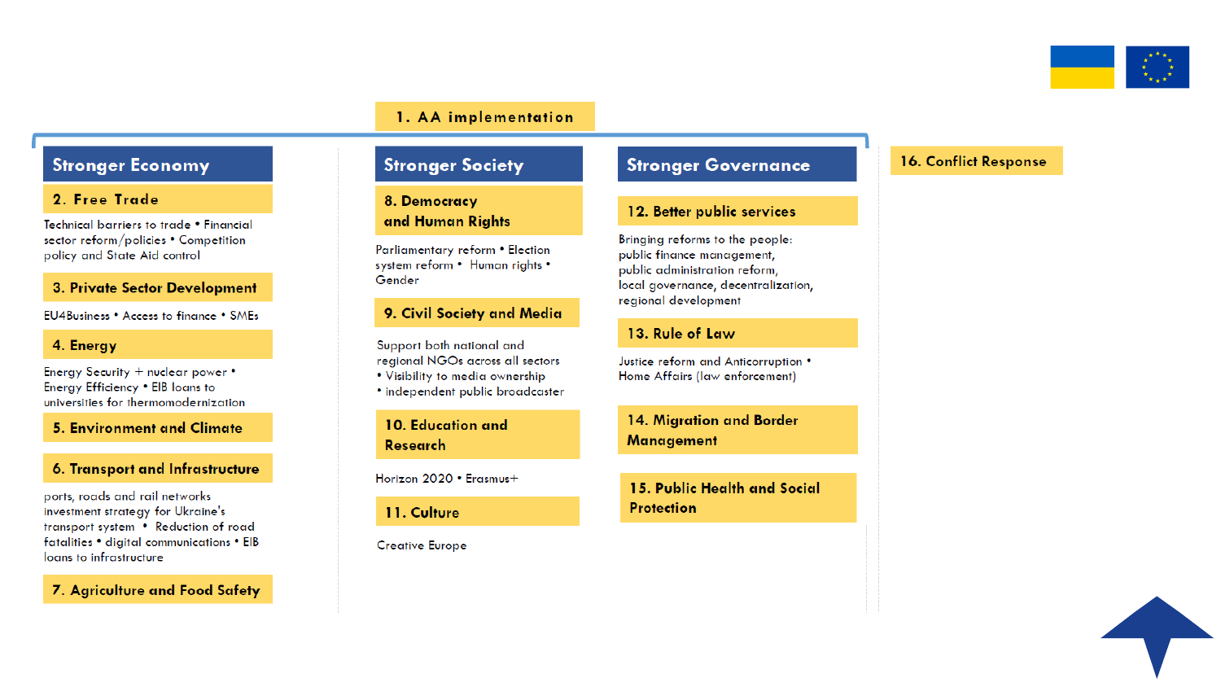## 1. AA implementation

### Stronger Economy

**2. Free Trade**

Technical barriers to trade • Financial sector reform/policies • Competition policy and State Aid control

**3. Private Sector Development**

EU4Business • Access to finance • SMEs

**4. Energy**

Energy Security + nuclear power • Energy Efficiency • EIB loans to universities for thermomodernization

**5. Environment and Climate**

**6. Transport and Infrastructure**

ports, roads and rail networks investment strategy for Ukraine's transport system • Reduction of road fatalities • digital communications • EIB loans to infrastructure

**7. Agriculture and Food Safety**

### Stronger Society

**8. Democracy and Human Rights**

Parliamentary reform • Election system reform • Human rights • Gender

**9. Civil Society and Media**

Support both national and regional NGOs across all sectors
• Visibility to media ownership
• independent public broadcaster

**10. Education and Research**

Horizon 2020 • Erasmus+

**11. Culture**

Creative Europe

### Stronger Governance

**12. Better public services**

Bringing reforms to the people: public finance management, public administration reform, local governance, decentralization, regional development

**13. Rule of Law**

Justice reform and Anticorruption • Home Affairs (law enforcement)

**14. Migration and Border Management**

**15. Public Health and Social Protection**

## 16. Conflict Response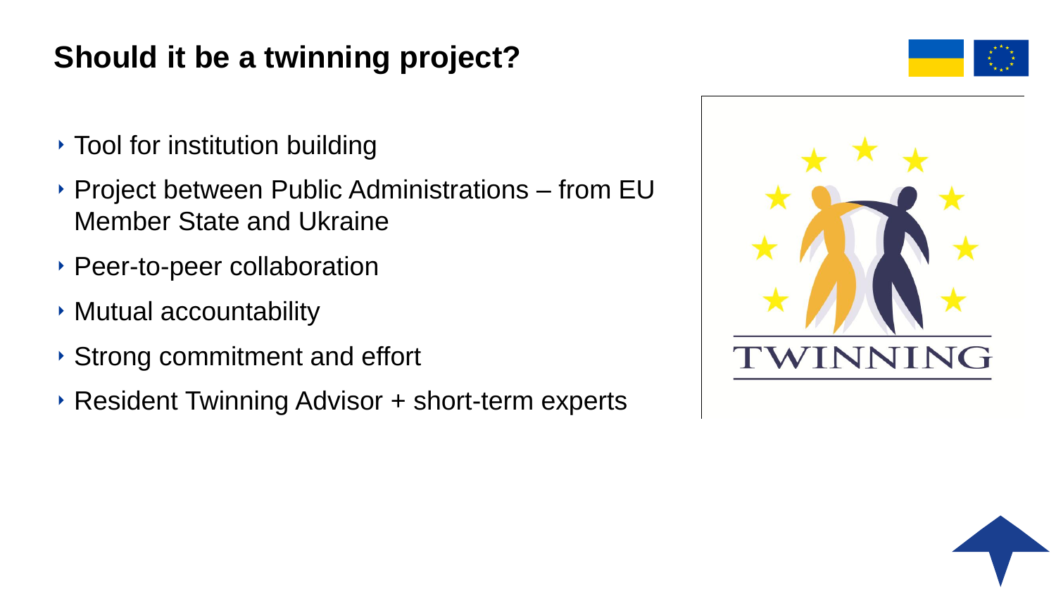# Should it be a twinning project?

- Tool for institution building
- Project between Public Administrations – from EU Member State and Ukraine
- Peer-to-peer collaboration
- Mutual accountability
- Strong commitment and effort
- Resident Twinning Advisor + short-term experts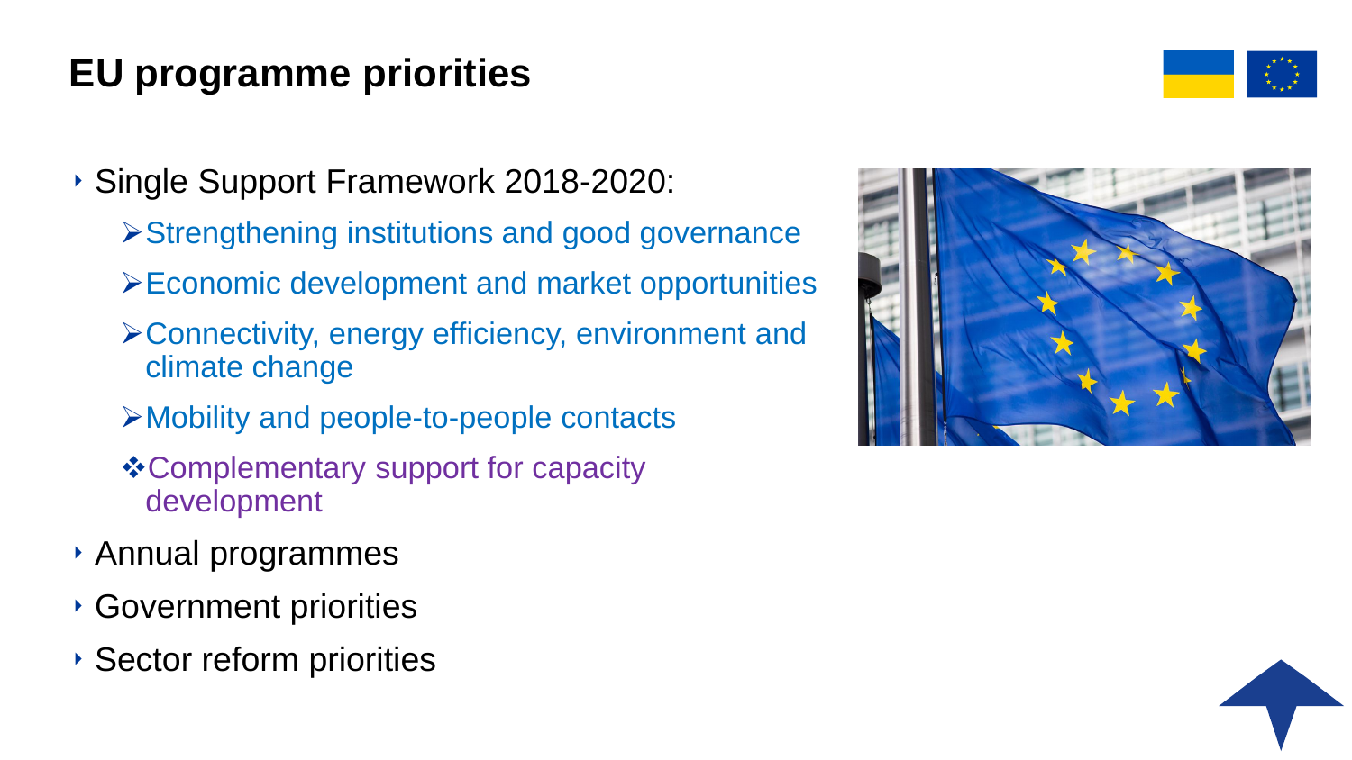# EU programme priorities

- Single Support Framework 2018-2020:
  - Strengthening institutions and good governance
  - Economic development and market opportunities
  - Connectivity, energy efficiency, environment and climate change
  - Mobility and people-to-people contacts
  - Complementary support for capacity development
- Annual programmes
- Government priorities
- Sector reform priorities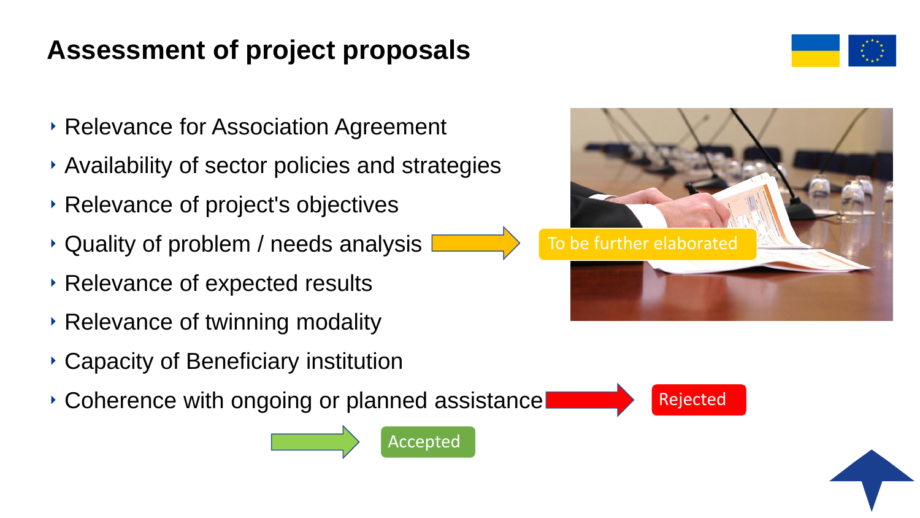# Assessment of project proposals

- Relevance for Association Agreement
- Availability of sector policies and strategies
- Relevance of project's objectives
- Quality of problem / needs analysis → To be further elaborated
- Relevance of expected results
- Relevance of twinning modality
- Capacity of Beneficiary institution
- Coherence with ongoing or planned assistance → Rejected

→ Accepted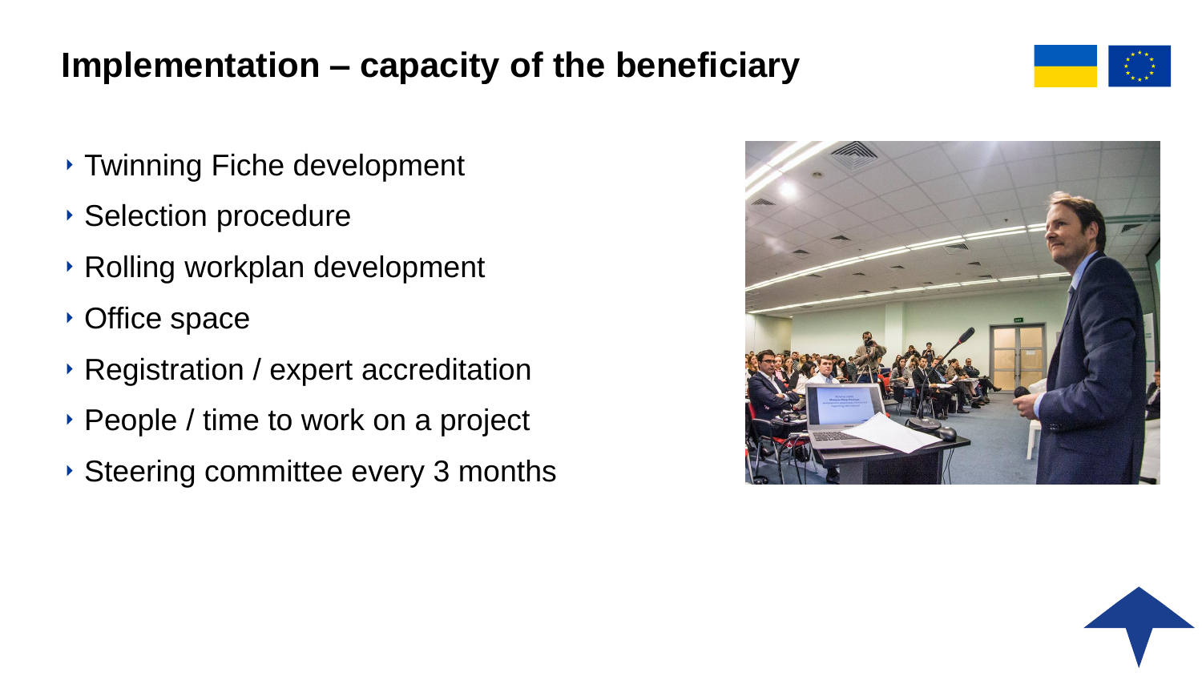# Implementation – capacity of the beneficiary

- Twinning Fiche development
- Selection procedure
- Rolling workplan development
- Office space
- Registration / expert accreditation
- People / time to work on a project
- Steering committee every 3 months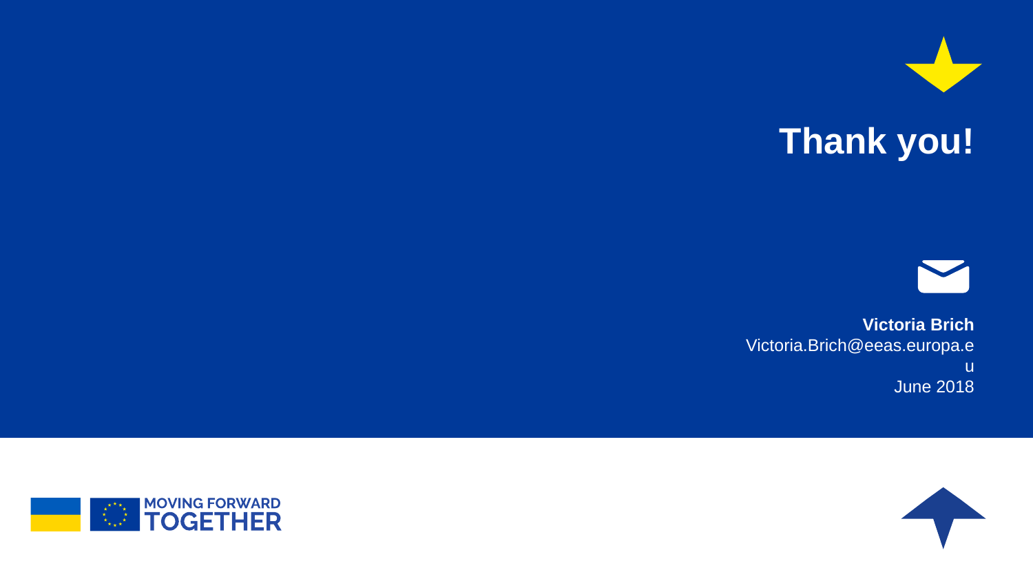# Thank you!

**Victoria Brich**
Victoria.Brich@eeas.europa.eu
June 2018

MOVING FORWARD TOGETHER